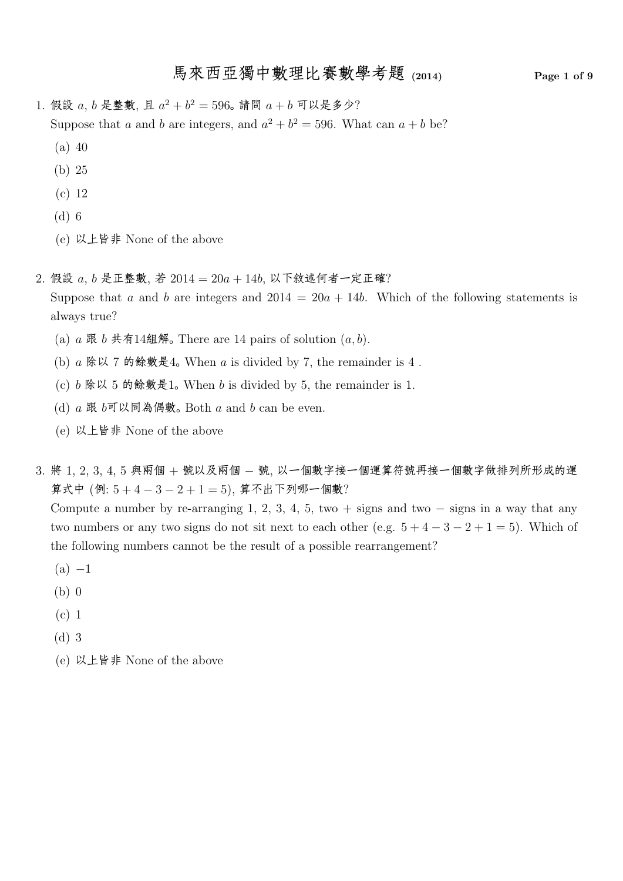# 馬來西亞獨中數理比賽數學考題 (2014)

1. 假設 $a$, $b$ 是整數, 且 $a^2 + b^2 = 596$。請問 $a + b$ 可以是多少?
   Suppose that $a$ and $b$ are integers, and $a^2 + b^2 = 596$. What can $a + b$ be?
   (a) 40
   (b) 25
   (c) 12
   (d) 6
   (e) 以上皆非 None of the above

2. 假設 $a$, $b$ 是正整數, 若 $2014 = 20a + 14b$, 以下敘述何者一定正確?
   Suppose that $a$ and $b$ are integers and $2014 = 20a + 14b$. Which of the following statements is always true?
   (a) $a$ 跟 $b$ 共有14組解。There are 14 pairs of solution $(a, b)$.
   (b) $a$ 除以 7 的餘數是4。When $a$ is divided by 7, the remainder is 4 .
   (c) $b$ 除以 5 的餘數是1。When $b$ is divided by 5, the remainder is 1.
   (d) $a$ 跟 $b$可以同為偶數。Both $a$ and $b$ can be even.
   (e) 以上皆非 None of the above

3. 將 1, 2, 3, 4, 5 與兩個 + 號以及兩個 − 號, 以一個數字接一個運算符號再接一個數字做排列所形成的運算式中 (例: $5 + 4 - 3 - 2 + 1 = 5$), 算不出下列哪一個數?
   Compute a number by re-arranging 1, 2, 3, 4, 5, two + signs and two − signs in a way that any two numbers or any two signs do not sit next to each other (e.g. $5 + 4 - 3 - 2 + 1 = 5$). Which of the following numbers cannot be the result of a possible rearrangement?
   (a) $-1$
   (b) 0
   (c) 1
   (d) 3
   (e) 以上皆非 None of the above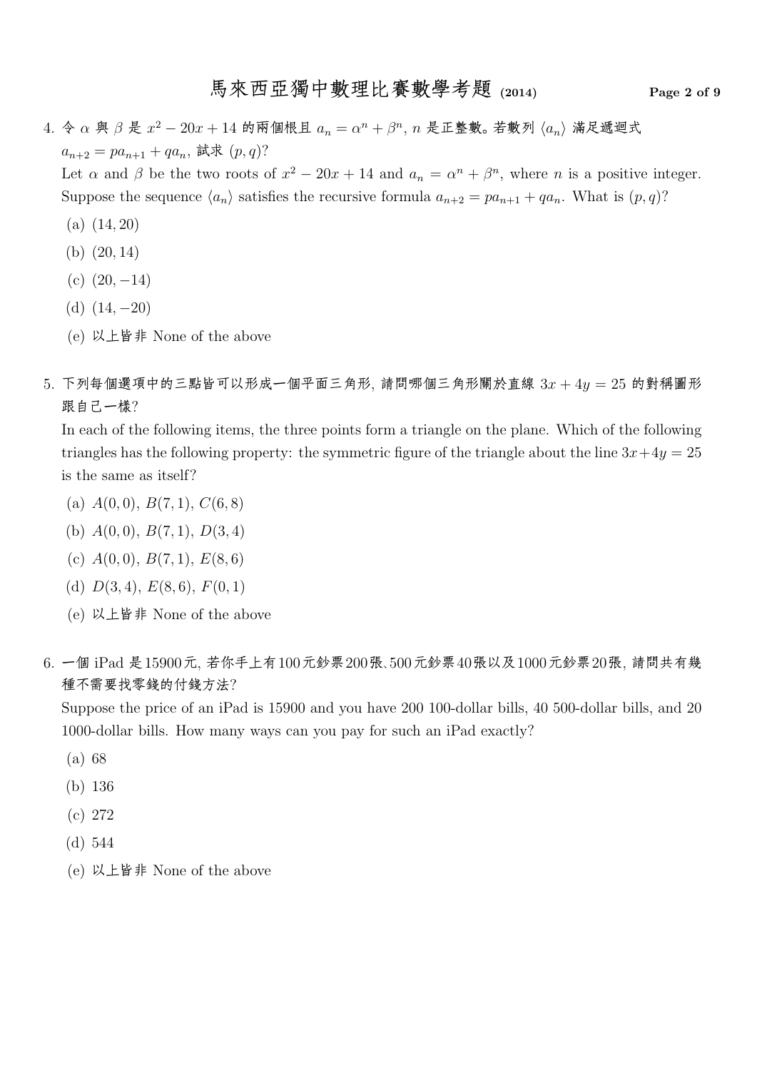4. 令 $\alpha$ 與 $\beta$ 是 $x^2 - 20x + 14$ 的兩個根且 $a_n = \alpha^n + \beta^n$, $n$ 是正整數。若數列 $\langle a_n \rangle$ 滿足遞迴式 $a_{n+2} = pa_{n+1} + qa_n$, 試求 $(p, q)$?
   Let $\alpha$ and $\beta$ be the two roots of $x^2 - 20x + 14$ and $a_n = \alpha^n + \beta^n$, where $n$ is a positive integer. Suppose the sequence $\langle a_n \rangle$ satisfies the recursive formula $a_{n+2} = pa_{n+1} + qa_n$. What is $(p, q)$?
   (a) $(14, 20)$
   (b) $(20, 14)$
   (c) $(20, -14)$
   (d) $(14, -20)$
   (e) 以上皆非 None of the above

5. 下列每個選項中的三點皆可以形成一個平面三角形, 請問哪個三角形關於直線 $3x + 4y = 25$ 的對稱圖形跟自己一樣?
   In each of the following items, the three points form a triangle on the plane. Which of the following triangles has the following property: the symmetric figure of the triangle about the line $3x+4y = 25$ is the same as itself?
   (a) $A(0, 0)$, $B(7, 1)$, $C(6, 8)$
   (b) $A(0, 0)$, $B(7, 1)$, $D(3, 4)$
   (c) $A(0, 0)$, $B(7, 1)$, $E(8, 6)$
   (d) $D(3, 4)$, $E(8, 6)$, $F(0, 1)$
   (e) 以上皆非 None of the above

6. 一個 iPad 是15900元, 若你手上有100元鈔票200張、500元鈔票40張以及1000元鈔票20張, 請問共有幾種不需要找零錢的付錢方法?
   Suppose the price of an iPad is 15900 and you have 200 100-dollar bills, 40 500-dollar bills, and 20 1000-dollar bills. How many ways can you pay for such an iPad exactly?
   (a) 68
   (b) 136
   (c) 272
   (d) 544
   (e) 以上皆非 None of the above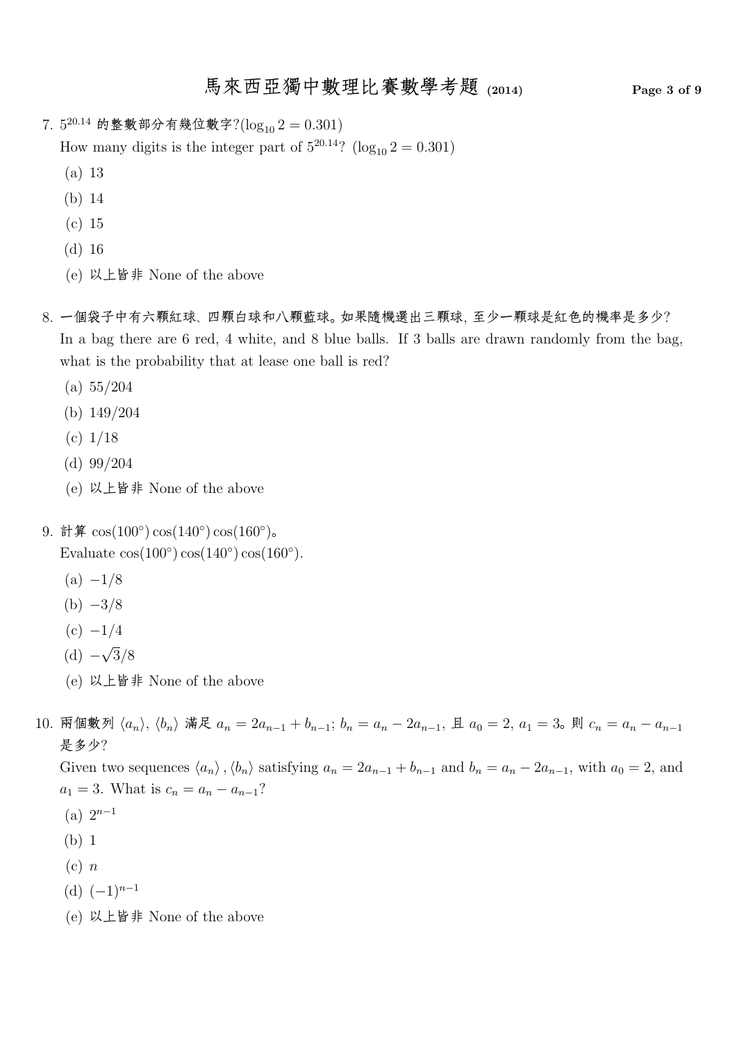7. $5^{20.14}$ 的整數部分有幾位數字?($\log_{10} 2 = 0.301$)
   How many digits is the integer part of $5^{20.14}$? ($\log_{10} 2 = 0.301$)
   (a) 13
   (b) 14
   (c) 15
   (d) 16
   (e) 以上皆非 None of the above

8. 一個袋子中有六顆紅球、四顆白球和八顆藍球。如果隨機選出三顆球, 至少一顆球是紅色的機率是多少?
   In a bag there are 6 red, 4 white, and 8 blue balls. If 3 balls are drawn randomly from the bag, what is the probability that at lease one ball is red?
   (a) 55/204
   (b) 149/204
   (c) 1/18
   (d) 99/204
   (e) 以上皆非 None of the above

9. 計算 $\cos(100^\circ)\cos(140^\circ)\cos(160^\circ)$。
   Evaluate $\cos(100^\circ)\cos(140^\circ)\cos(160^\circ)$.
   (a) $-1/8$
   (b) $-3/8$
   (c) $-1/4$
   (d) $-\sqrt{3}/8$
   (e) 以上皆非 None of the above

10. 兩個數列 $\langle a_n \rangle$, $\langle b_n \rangle$ 滿足 $a_n = 2a_{n-1} + b_{n-1}$; $b_n = a_n - 2a_{n-1}$, 且 $a_0 = 2$, $a_1 = 3$。則 $c_n = a_n - a_{n-1}$ 是多少?
    Given two sequences $\langle a_n \rangle, \langle b_n \rangle$ satisfying $a_n = 2a_{n-1} + b_{n-1}$ and $b_n = a_n - 2a_{n-1}$, with $a_0 = 2$, and $a_1 = 3$. What is $c_n = a_n - a_{n-1}$?
    (a) $2^{n-1}$
    (b) 1
    (c) $n$
    (d) $(-1)^{n-1}$
    (e) 以上皆非 None of the above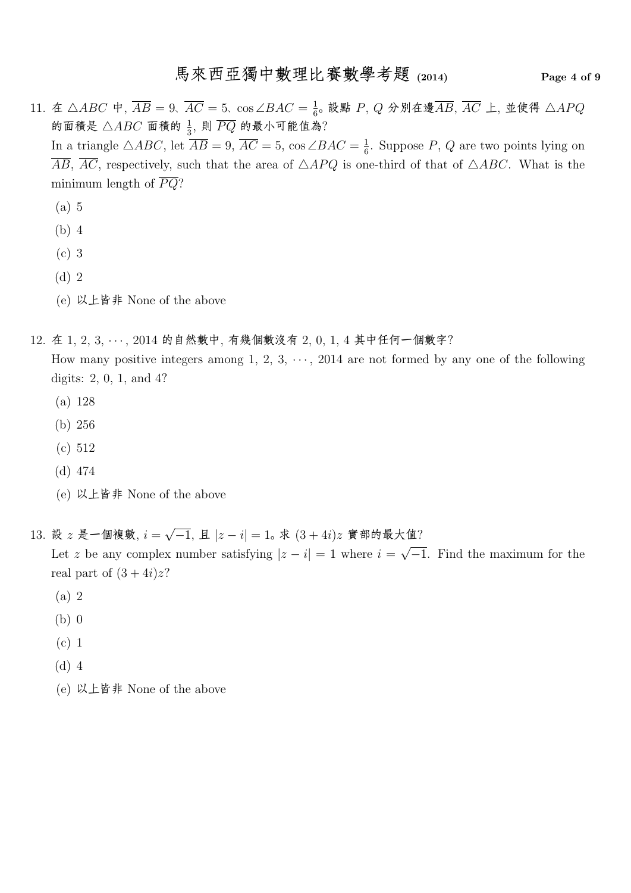11. 在 $\triangle ABC$ 中, $\overline{AB} = 9$、$\overline{AC} = 5$、$\cos\angle BAC = \frac{1}{6}$。設點 $P$, $Q$ 分別在邊$\overline{AB}$, $\overline{AC}$ 上, 並使得 $\triangle APQ$ 的面積是 $\triangle ABC$ 面積的 $\frac{1}{3}$, 則 $\overline{PQ}$ 的最小可能值為?
   In a triangle $\triangle ABC$, let $\overline{AB} = 9$, $\overline{AC} = 5$, $\cos\angle BAC = \frac{1}{6}$. Suppose $P$, $Q$ are two points lying on $\overline{AB}$, $\overline{AC}$, respectively, such that the area of $\triangle APQ$ is one-third of that of $\triangle ABC$. What is the minimum length of $\overline{PQ}$?
   - (a) 5
   - (b) 4
   - (c) 3
   - (d) 2
   - (e) 以上皆非 None of the above

12. 在 1, 2, 3, $\cdots$, 2014 的自然數中, 有幾個數沒有 2, 0, 1, 4 其中任何一個數字?
   How many positive integers among 1, 2, 3, $\cdots$, 2014 are not formed by any one of the following digits: 2, 0, 1, and 4?
   - (a) 128
   - (b) 256
   - (c) 512
   - (d) 474
   - (e) 以上皆非 None of the above

13. 設 $z$ 是一個複數, $i = \sqrt{-1}$, 且 $|z - i| = 1$。求 $(3 + 4i)z$ 實部的最大值?
   Let $z$ be any complex number satisfying $|z - i| = 1$ where $i = \sqrt{-1}$. Find the maximum for the real part of $(3 + 4i)z$?
   - (a) 2
   - (b) 0
   - (c) 1
   - (d) 4
   - (e) 以上皆非 None of the above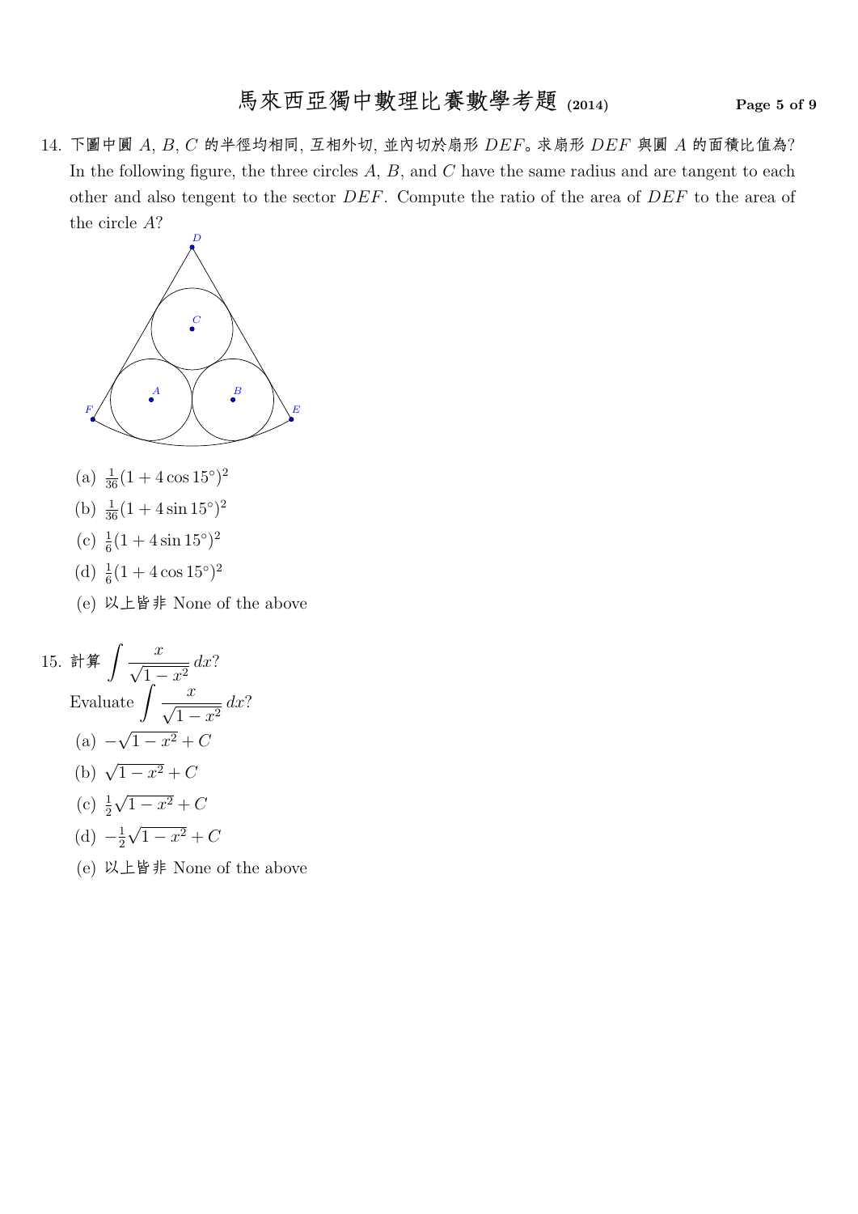14. 下圖中圓 $A$, $B$, $C$ 的半徑均相同, 互相外切, 並內切於扇形 $DEF$。求扇形 $DEF$ 與圓 $A$ 的面積比值為?
In the following figure, the three circles $A$, $B$, and $C$ have the same radius and are tangent to each other and also tengent to the sector $DEF$. Compute the ratio of the area of $DEF$ to the area of the circle $A$?

   (a) $\frac{1}{36}(1 + 4\cos 15^\circ)^2$
   
   (b) $\frac{1}{36}(1 + 4\sin 15^\circ)^2$
   
   (c) $\frac{1}{6}(1 + 4\sin 15^\circ)^2$
   
   (d) $\frac{1}{6}(1 + 4\cos 15^\circ)^2$
   
   (e) 以上皆非 None of the above

15. 計算 $\displaystyle\int \frac{x}{\sqrt{1-x^2}}\,dx$?
Evaluate $\displaystyle\int \frac{x}{\sqrt{1-x^2}}\,dx$?

   (a) $-\sqrt{1-x^2} + C$
   
   (b) $\sqrt{1-x^2} + C$
   
   (c) $\frac{1}{2}\sqrt{1-x^2} + C$
   
   (d) $-\frac{1}{2}\sqrt{1-x^2} + C$
   
   (e) 以上皆非 None of the above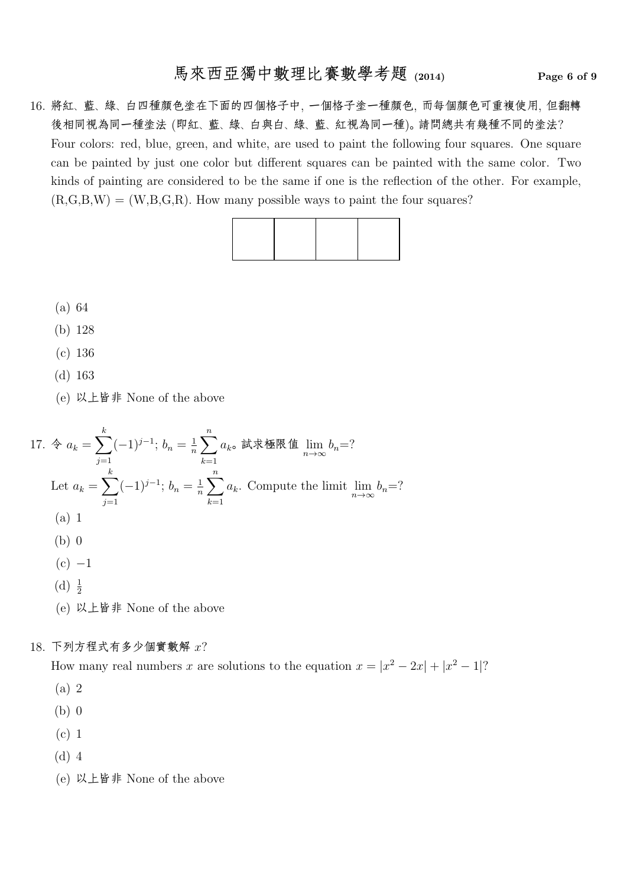16. 將紅、藍、綠、白四種顏色塗在下面的四個格子中, 一個格子塗一種顏色, 而每個顏色可重複使用, 但翻轉後相同視為同一種塗法 (即紅、藍、綠、白與白、綠、藍、紅視為同一種)。請問總共有幾種不同的塗法?
Four colors: red, blue, green, and white, are used to paint the following four squares. One square can be painted by just one color but different squares can be painted with the same color. Two kinds of painting are considered to be the same if one is the reflection of the other. For example, (R,G,B,W) = (W,B,G,R). How many possible ways to paint the four squares?

| | | | |
|---|---|---|---|
| | | | |

(a) 64
(b) 128
(c) 136
(d) 163
(e) 以上皆非 None of the above

17. 令 $a_k = \sum_{j=1}^{k}(-1)^{j-1}$; $b_n = \frac{1}{n}\sum_{k=1}^{n} a_k$。試求極限值 $\lim_{n\to\infty} b_n$=?
Let $a_k = \sum_{j=1}^{k}(-1)^{j-1}$; $b_n = \frac{1}{n}\sum_{k=1}^{n} a_k$. Compute the limit $\lim_{n\to\infty} b_n$=?
(a) 1
(b) 0
(c) $-1$
(d) $\frac{1}{2}$
(e) 以上皆非 None of the above

18. 下列方程式有多少個實數解 $x$?
How many real numbers $x$ are solutions to the equation $x = |x^2 - 2x| + |x^2 - 1|$?
(a) 2
(b) 0
(c) 1
(d) 4
(e) 以上皆非 None of the above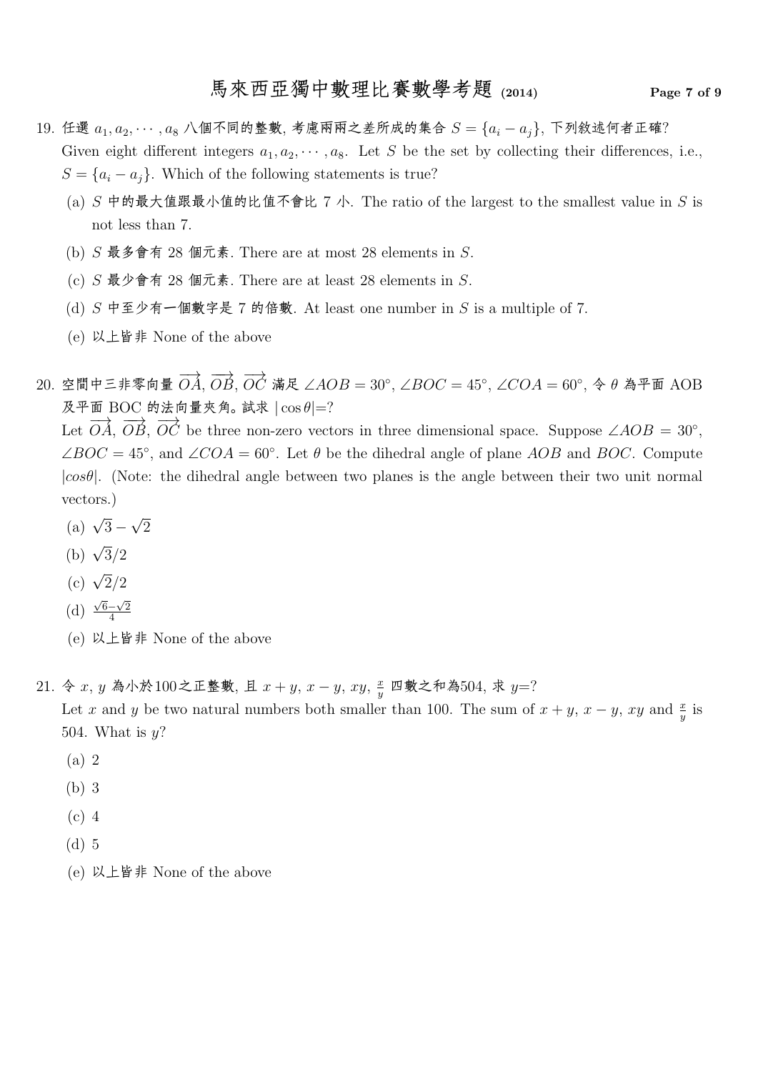19. 任選 $a_1, a_2, \cdots, a_8$ 八個不同的整數, 考慮兩兩之差所成的集合 $S = \{a_i - a_j\}$, 下列敘述何者正確?
Given eight different integers $a_1, a_2, \cdots, a_8$. Let $S$ be the set by collecting their differences, i.e., $S = \{a_i - a_j\}$. Which of the following statements is true?

   (a) $S$ 中的最大值跟最小值的比值不會比 7 小. The ratio of the largest to the smallest value in $S$ is not less than 7.

   (b) $S$ 最多會有 28 個元素. There are at most 28 elements in $S$.

   (c) $S$ 最少會有 28 個元素. There are at least 28 elements in $S$.

   (d) $S$ 中至少有一個數字是 7 的倍數. At least one number in $S$ is a multiple of 7.

   (e) 以上皆非 None of the above

20. 空間中三非零向量 $\overrightarrow{OA}$, $\overrightarrow{OB}$, $\overrightarrow{OC}$ 滿足 $\angle AOB = 30°$, $\angle BOC = 45°$, $\angle COA = 60°$, 令 $\theta$ 為平面 AOB 及平面 BOC 的法向量夾角。試求 $|\cos\theta|$=?
Let $\overrightarrow{OA}$, $\overrightarrow{OB}$, $\overrightarrow{OC}$ be three non-zero vectors in three dimensional space. Suppose $\angle AOB = 30°$, $\angle BOC = 45°$, and $\angle COA = 60°$. Let $\theta$ be the dihedral angle of plane $AOB$ and $BOC$. Compute $|cos\theta|$. (Note: the dihedral angle between two planes is the angle between their two unit normal vectors.)

   (a) $\sqrt{3} - \sqrt{2}$

   (b) $\sqrt{3}/2$

   (c) $\sqrt{2}/2$

   (d) $\frac{\sqrt{6}-\sqrt{2}}{4}$

   (e) 以上皆非 None of the above

21. 令 $x$, $y$ 為小於100之正整數, 且 $x + y$, $x - y$, $xy$, $\frac{x}{y}$ 四數之和為504, 求 $y$=?
Let $x$ and $y$ be two natural numbers both smaller than 100. The sum of $x + y$, $x - y$, $xy$ and $\frac{x}{y}$ is 504. What is $y$?

   (a) 2

   (b) 3

   (c) 4

   (d) 5

   (e) 以上皆非 None of the above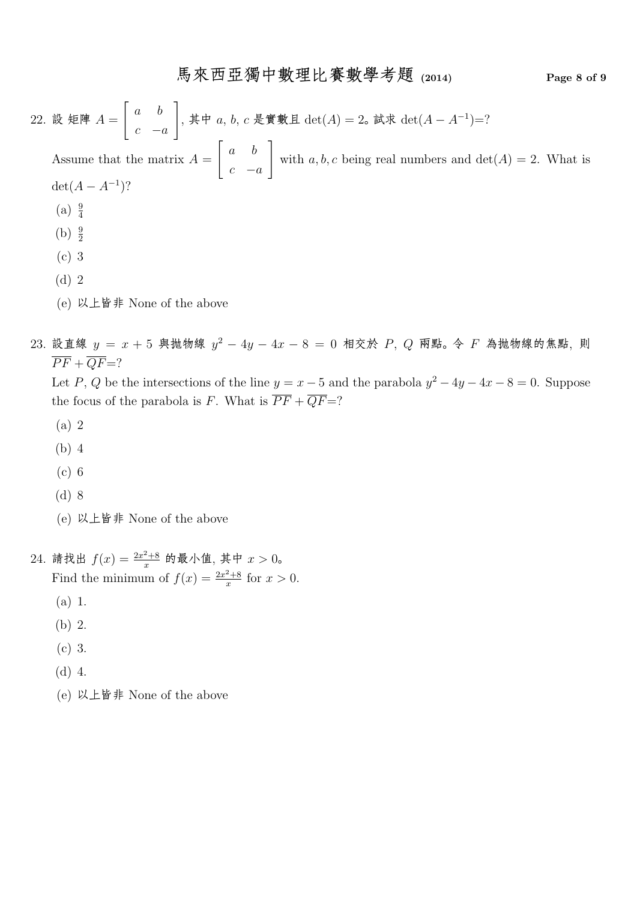22. 設 矩陣 $A = \begin{bmatrix} a & b \\ c & -a \end{bmatrix}$, 其中 $a$, $b$, $c$ 是實數且 $\det(A) = 2$。試求 $\det(A - A^{-1})$=?

    Assume that the matrix $A = \begin{bmatrix} a & b \\ c & -a \end{bmatrix}$ with $a, b, c$ being real numbers and $\det(A) = 2$. What is $\det(A - A^{-1})$?

    (a) $\frac{9}{4}$

    (b) $\frac{9}{2}$

    (c) 3

    (d) 2

    (e) 以上皆非 None of the above

23. 設直線 $y = x + 5$ 與拋物線 $y^2 - 4y - 4x - 8 = 0$ 相交於 $P$, $Q$ 兩點。令 $F$ 為拋物線的焦點, 則 $\overline{PF} + \overline{QF}$=?

    Let $P, Q$ be the intersections of the line $y = x - 5$ and the parabola $y^2 - 4y - 4x - 8 = 0$. Suppose the focus of the parabola is $F$. What is $\overline{PF} + \overline{QF}$=?

    (a) 2

    (b) 4

    (c) 6

    (d) 8

    (e) 以上皆非 None of the above

24. 請找出 $f(x) = \frac{2x^2+8}{x}$ 的最小值, 其中 $x > 0$。

    Find the minimum of $f(x) = \frac{2x^2+8}{x}$ for $x > 0$.

    (a) 1.

    (b) 2.

    (c) 3.

    (d) 4.

    (e) 以上皆非 None of the above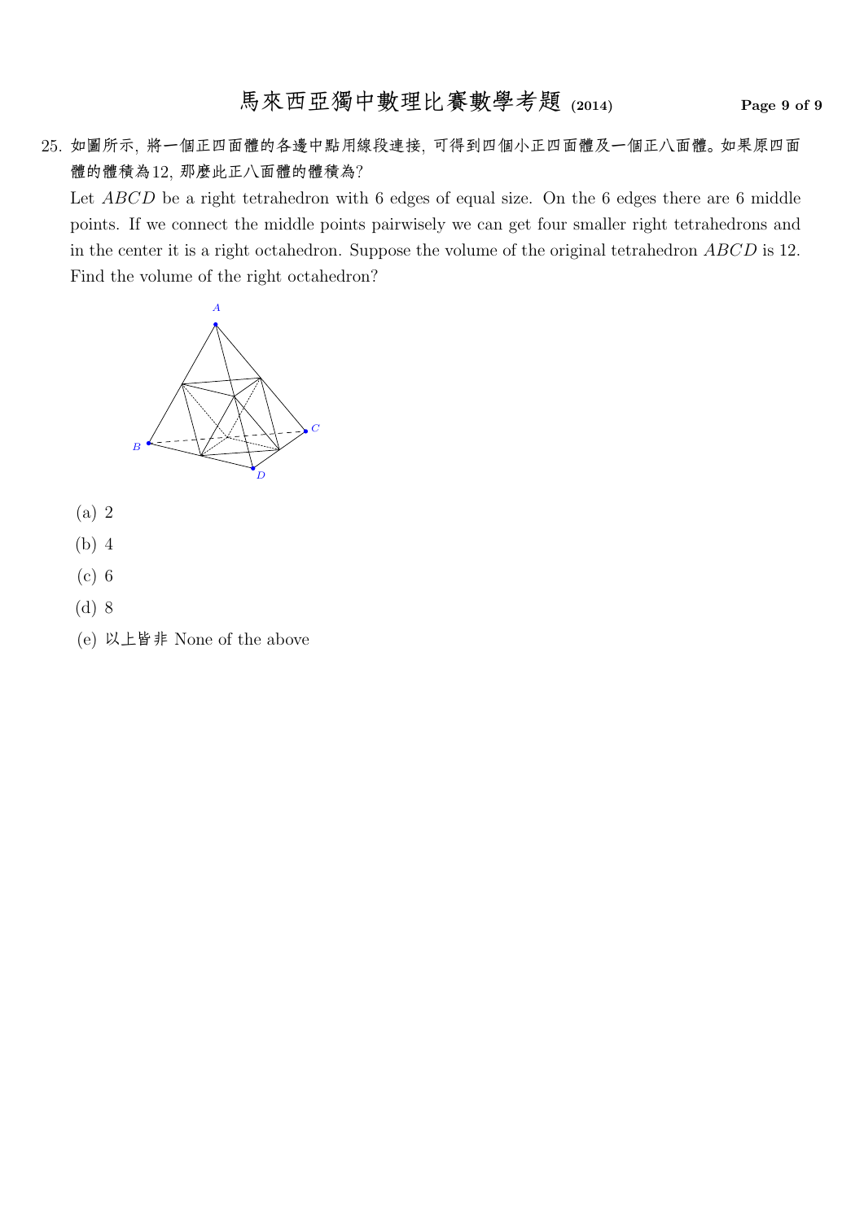25. 如圖所示, 將一個正四面體的各邊中點用線段連接, 可得到四個小正四面體及一個正八面體。如果原四面體的體積為12, 那麼此正八面體的體積為?

Let $ABCD$ be a right tetrahedron with 6 edges of equal size. On the 6 edges there are 6 middle points. If we connect the middle points pairwisely we can get four smaller right tetrahedrons and in the center it is a right octahedron. Suppose the volume of the original tetrahedron $ABCD$ is 12. Find the volume of the right octahedron?

A

B

C

D

(a) 2

(b) 4

(c) 6

(d) 8

(e) 以上皆非 None of the above